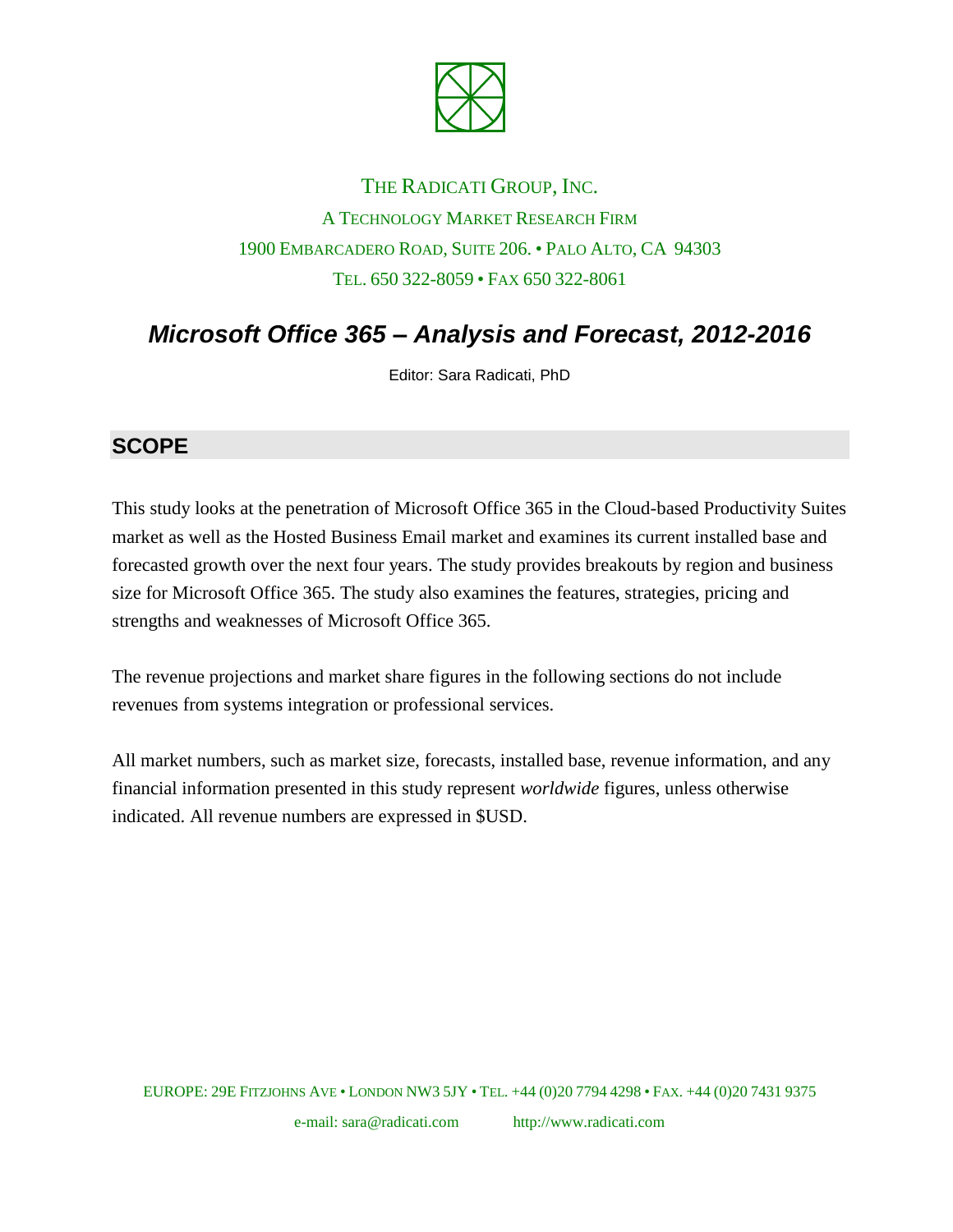THE RADICATI GROUP, INC.

A TECHNOLOGY MARKET RESEARCH FIRM

1900 EMBARCADERO ROAD, SUITE 206. • PALO ALTO, CA 94303

TEL. 650 322-8059 • FAX 650 322-8061

# *Microsoft Office 365 – Analysis and Forecast, 2012-2016*

Editor: Sara Radicati, PhD

## SCOPE

This study looks at the penetration of Microsoft Office 365 in the Cloud-based Productivity Suites market as well as the Hosted Business Email market and examines its current installed base and forecasted growth over the next four years. The study provides breakouts by region and business size for Microsoft Office 365. The study also examines the features, strategies, pricing and strengths and weaknesses of Microsoft Office 365.

The revenue projections and market share figures in the following sections do not include revenues from systems integration or professional services.

All market numbers, such as market size, forecasts, installed base, revenue information, and any financial information presented in this study represent *worldwide* figures, unless otherwise indicated. All revenue numbers are expressed in $USD.

EUROPE: 29E FITZJOHNS AVE • LONDON NW3 5JY • TEL. +44 (0)20 7794 4298 • FAX. +44 (0)20 7431 9375

e-mail: sara@radicati.com http://www.radicati.com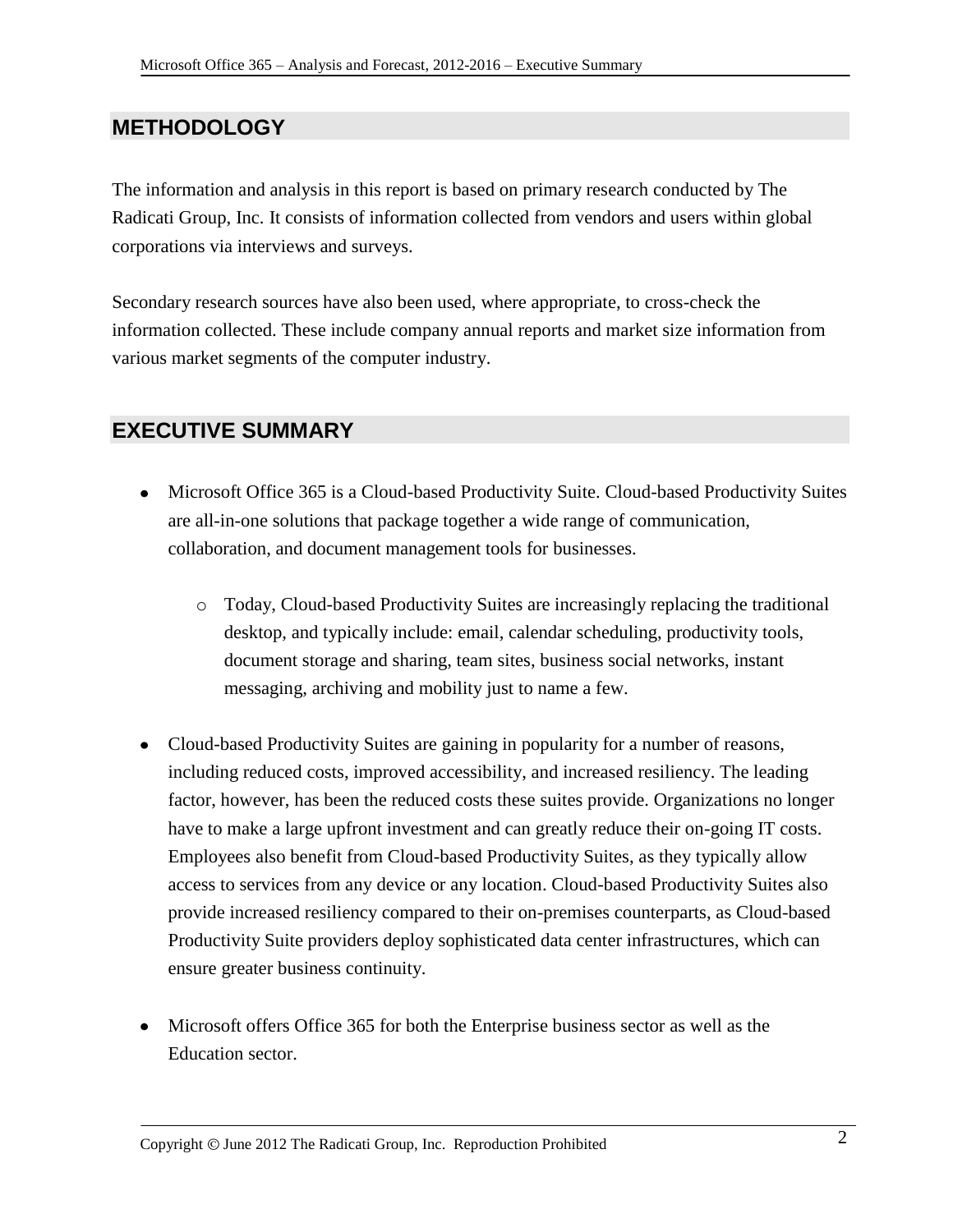## METHODOLOGY

The information and analysis in this report is based on primary research conducted by The Radicati Group, Inc. It consists of information collected from vendors and users within global corporations via interviews and surveys.

Secondary research sources have also been used, where appropriate, to cross-check the information collected. These include company annual reports and market size information from various market segments of the computer industry.

## EXECUTIVE SUMMARY

- Microsoft Office 365 is a Cloud-based Productivity Suite. Cloud-based Productivity Suites are all-in-one solutions that package together a wide range of communication, collaboration, and document management tools for businesses.
  - Today, Cloud-based Productivity Suites are increasingly replacing the traditional desktop, and typically include: email, calendar scheduling, productivity tools, document storage and sharing, team sites, business social networks, instant messaging, archiving and mobility just to name a few.

- Cloud-based Productivity Suites are gaining in popularity for a number of reasons, including reduced costs, improved accessibility, and increased resiliency. The leading factor, however, has been the reduced costs these suites provide. Organizations no longer have to make a large upfront investment and can greatly reduce their on-going IT costs. Employees also benefit from Cloud-based Productivity Suites, as they typically allow access to services from any device or any location. Cloud-based Productivity Suites also provide increased resiliency compared to their on-premises counterparts, as Cloud-based Productivity Suite providers deploy sophisticated data center infrastructures, which can ensure greater business continuity.

- Microsoft offers Office 365 for both the Enterprise business sector as well as the Education sector.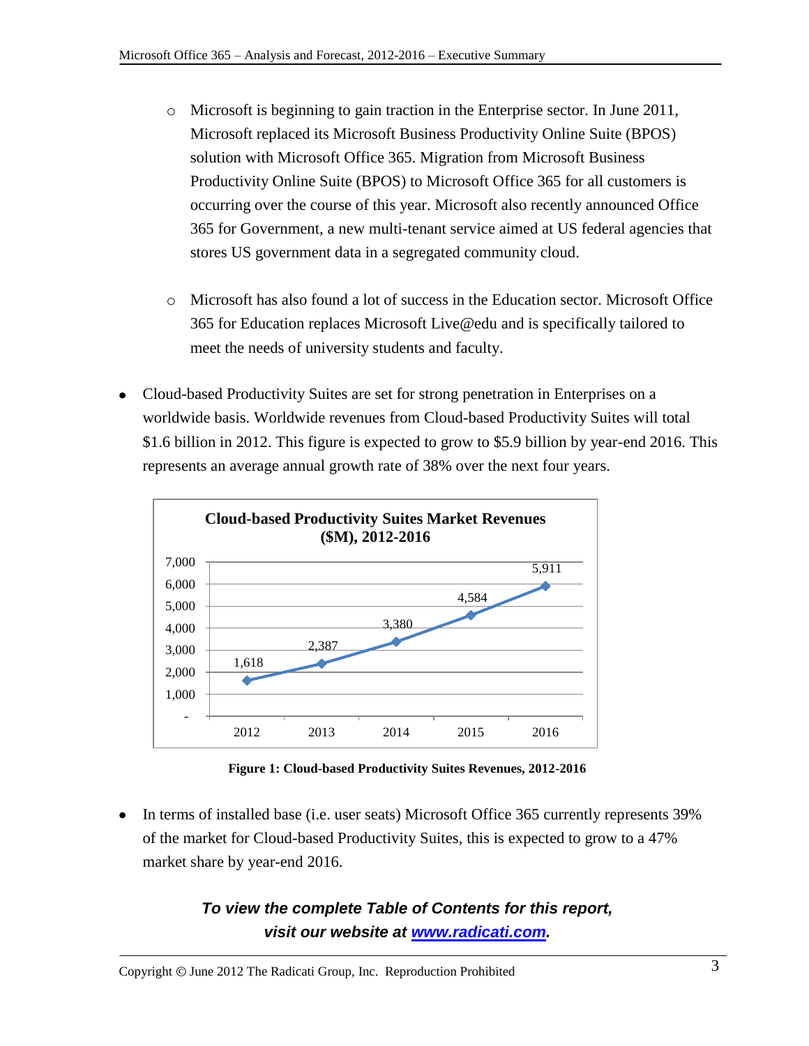- Microsoft is beginning to gain traction in the Enterprise sector. In June 2011, Microsoft replaced its Microsoft Business Productivity Online Suite (BPOS) solution with Microsoft Office 365. Migration from Microsoft Business Productivity Online Suite (BPOS) to Microsoft Office 365 for all customers is occurring over the course of this year. Microsoft also recently announced Office 365 for Government, a new multi-tenant service aimed at US federal agencies that stores US government data in a segregated community cloud.

- Microsoft has also found a lot of success in the Education sector. Microsoft Office 365 for Education replaces Microsoft Live@edu and is specifically tailored to meet the needs of university students and faculty.

- Cloud-based Productivity Suites are set for strong penetration in Enterprises on a worldwide basis. Worldwide revenues from Cloud-based Productivity Suites will total $1.6 billion in 2012. This figure is expected to grow to $5.9 billion by year-end 2016. This represents an average annual growth rate of 38% over the next four years.

**Cloud-based Productivity Suites Market Revenues ($M), 2012-2016**

7,000
6,000
5,000
4,000
3,000
2,000
1,000
-

1,618
2,387
3,380
4,584
5,911

2012
2013
2014
2015
2016

**Figure 1: Cloud-based Productivity Suites Revenues, 2012-2016**

- In terms of installed base (i.e. user seats) Microsoft Office 365 currently represents 39% of the market for Cloud-based Productivity Suites, this is expected to grow to a 47% market share by year-end 2016.

***To view the complete Table of Contents for this report, visit our website at [www.radicati.com](http://www.radicati.com).***